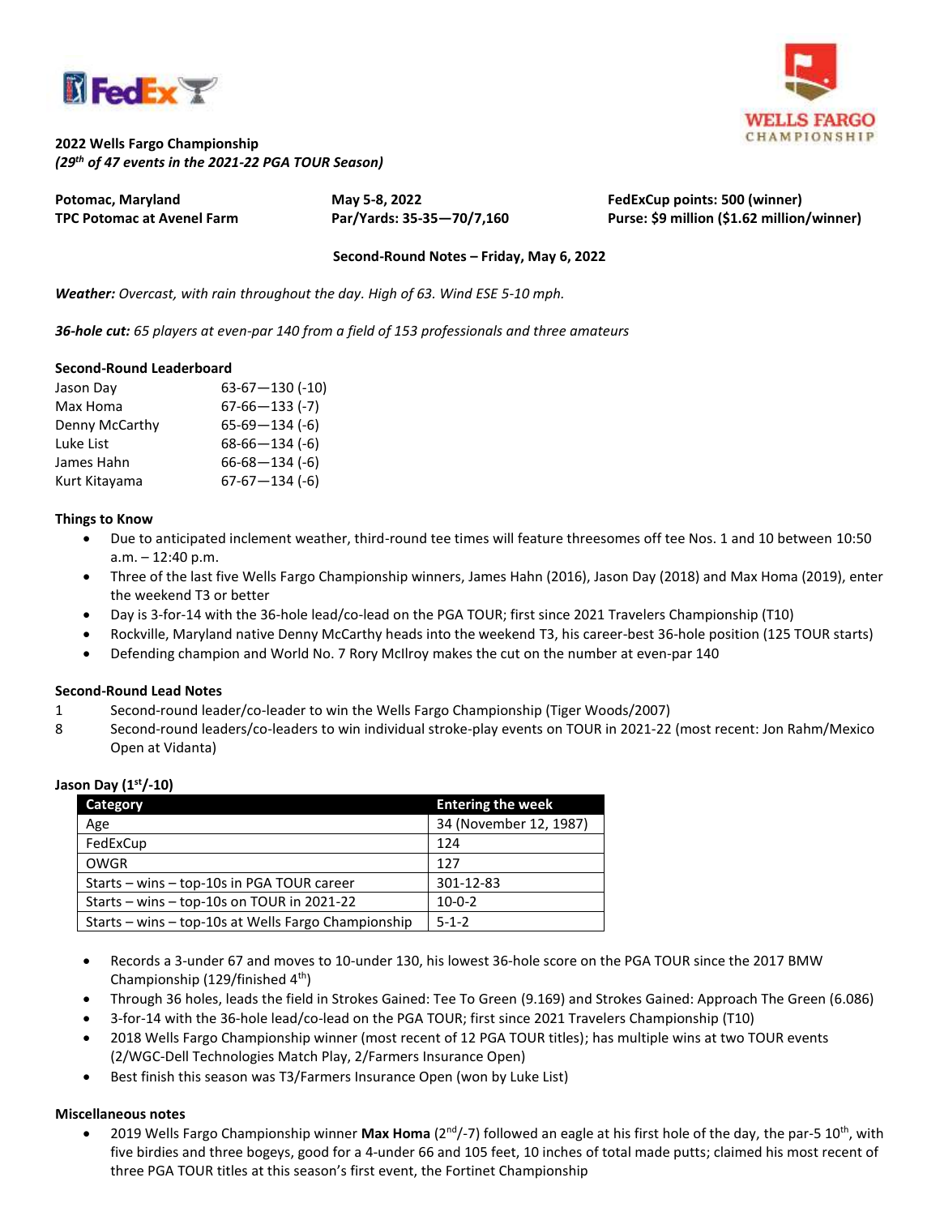**2022 Wells Fargo Championship**
***(29th of 47 events in the 2021-22 PGA TOUR Season)***

**Potomac, Maryland**
**TPC Potomac at Avenel Farm**

**May 5-8, 2022**
**Par/Yards: 35-35—70/7,160**

**FedExCup points: 500 (winner)**
**Purse: $9 million ($1.62 million/winner)**

**Second-Round Notes – Friday, May 6, 2022**

***Weather:*** *Overcast, with rain throughout the day. High of 63. Wind ESE 5-10 mph.*

***36-hole cut:*** *65 players at even-par 140 from a field of 153 professionals and three amateurs*

**Second-Round Leaderboard**

| | |
|---|---|
| Jason Day | 63-67—130 (-10) |
| Max Homa | 67-66—133 (-7) |
| Denny McCarthy | 65-69—134 (-6) |
| Luke List | 68-66—134 (-6) |
| James Hahn | 66-68—134 (-6) |
| Kurt Kitayama | 67-67—134 (-6) |

**Things to Know**

- Due to anticipated inclement weather, third-round tee times will feature threesomes off tee Nos. 1 and 10 between 10:50 a.m. – 12:40 p.m.
- Three of the last five Wells Fargo Championship winners, James Hahn (2016), Jason Day (2018) and Max Homa (2019), enter the weekend T3 or better
- Day is 3-for-14 with the 36-hole lead/co-lead on the PGA TOUR; first since 2021 Travelers Championship (T10)
- Rockville, Maryland native Denny McCarthy heads into the weekend T3, his career-best 36-hole position (125 TOUR starts)
- Defending champion and World No. 7 Rory McIlroy makes the cut on the number at even-par 140

**Second-Round Lead Notes**

1 Second-round leader/co-leader to win the Wells Fargo Championship (Tiger Woods/2007)
8 Second-round leaders/co-leaders to win individual stroke-play events on TOUR in 2021-22 (most recent: Jon Rahm/Mexico Open at Vidanta)

**Jason Day (1st/-10)**

| Category | Entering the week |
|---|---|
| Age | 34 (November 12, 1987) |
| FedExCup | 124 |
| OWGR | 127 |
| Starts – wins – top-10s in PGA TOUR career | 301-12-83 |
| Starts – wins – top-10s on TOUR in 2021-22 | 10-0-2 |
| Starts – wins – top-10s at Wells Fargo Championship | 5-1-2 |

- Records a 3-under 67 and moves to 10-under 130, his lowest 36-hole score on the PGA TOUR since the 2017 BMW Championship (129/finished 4th)
- Through 36 holes, leads the field in Strokes Gained: Tee To Green (9.169) and Strokes Gained: Approach The Green (6.086)
- 3-for-14 with the 36-hole lead/co-lead on the PGA TOUR; first since 2021 Travelers Championship (T10)
- 2018 Wells Fargo Championship winner (most recent of 12 PGA TOUR titles); has multiple wins at two TOUR events (2/WGC-Dell Technologies Match Play, 2/Farmers Insurance Open)
- Best finish this season was T3/Farmers Insurance Open (won by Luke List)

**Miscellaneous notes**

- 2019 Wells Fargo Championship winner **Max Homa** (2nd/-7) followed an eagle at his first hole of the day, the par-5 10th, with five birdies and three bogeys, good for a 4-under 66 and 105 feet, 10 inches of total made putts; claimed his most recent of three PGA TOUR titles at this season's first event, the Fortinet Championship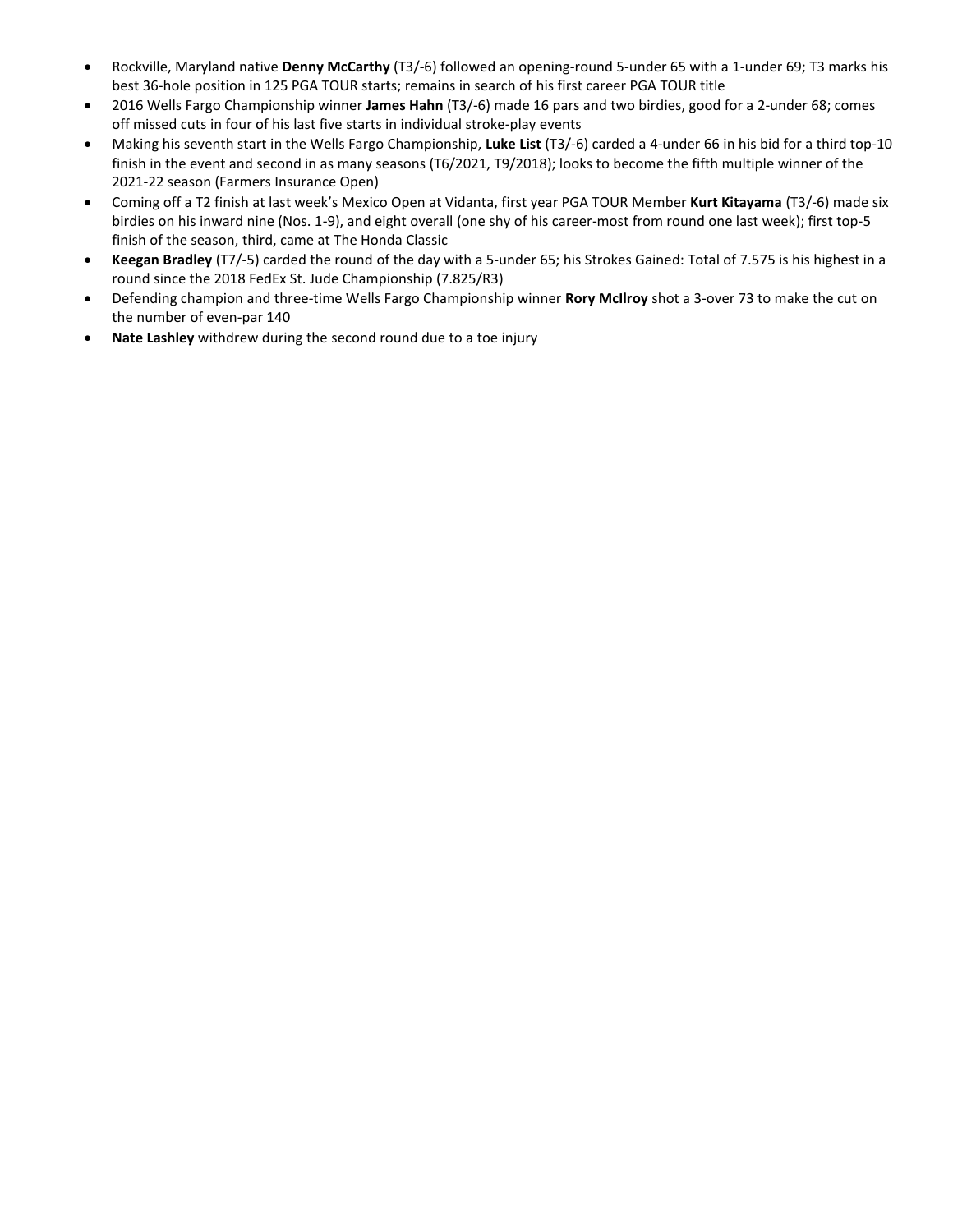- Rockville, Maryland native **Denny McCarthy** (T3/-6) followed an opening-round 5-under 65 with a 1-under 69; T3 marks his best 36-hole position in 125 PGA TOUR starts; remains in search of his first career PGA TOUR title
- 2016 Wells Fargo Championship winner **James Hahn** (T3/-6) made 16 pars and two birdies, good for a 2-under 68; comes off missed cuts in four of his last five starts in individual stroke-play events
- Making his seventh start in the Wells Fargo Championship, **Luke List** (T3/-6) carded a 4-under 66 in his bid for a third top-10 finish in the event and second in as many seasons (T6/2021, T9/2018); looks to become the fifth multiple winner of the 2021-22 season (Farmers Insurance Open)
- Coming off a T2 finish at last week's Mexico Open at Vidanta, first year PGA TOUR Member **Kurt Kitayama** (T3/-6) made six birdies on his inward nine (Nos. 1-9), and eight overall (one shy of his career-most from round one last week); first top-5 finish of the season, third, came at The Honda Classic
- **Keegan Bradley** (T7/-5) carded the round of the day with a 5-under 65; his Strokes Gained: Total of 7.575 is his highest in a round since the 2018 FedEx St. Jude Championship (7.825/R3)
- Defending champion and three-time Wells Fargo Championship winner **Rory McIlroy** shot a 3-over 73 to make the cut on the number of even-par 140
- **Nate Lashley** withdrew during the second round due to a toe injury